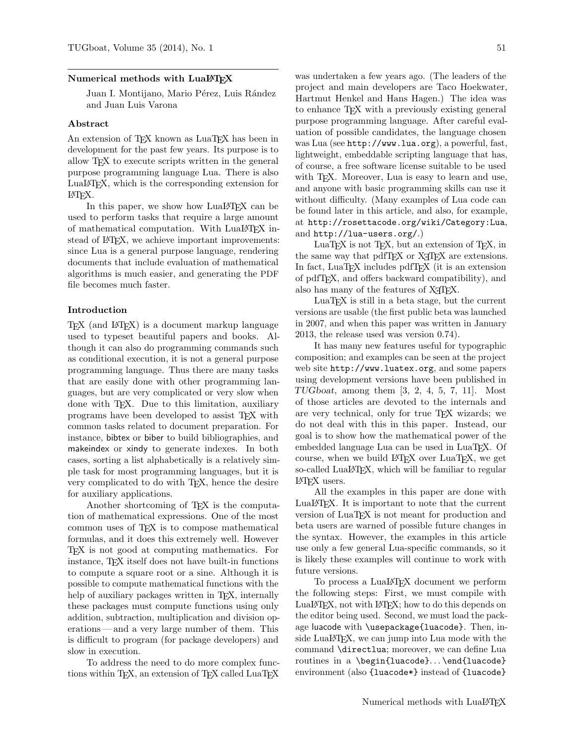# Numerical methods with LuaLaTeX

Juan I. Montijano, Mario Pérez, Luis Rández and Juan Luis Varona

## Abstract

An extension of TeX known as LuaTeX has been in development for the past few years. Its purpose is to allow TeX to execute scripts written in the general purpose programming language Lua. There is also LuaLaTeX, which is the corresponding extension for LaTeX.

In this paper, we show how LuaLaTeX can be used to perform tasks that require a large amount of mathematical computation. With LuaLaTeX instead of LaTeX, we achieve important improvements: since Lua is a general purpose language, rendering documents that include evaluation of mathematical algorithms is much easier, and generating the PDF file becomes much faster.

## Introduction

TeX (and LaTeX) is a document markup language used to typeset beautiful papers and books. Although it can also do programming commands such as conditional execution, it is not a general purpose programming language. Thus there are many tasks that are easily done with other programming languages, but are very complicated or very slow when done with TeX. Due to this limitation, auxiliary programs have been developed to assist TeX with common tasks related to document preparation. For instance, bibtex or biber to build bibliographies, and makeindex or xindy to generate indexes. In both cases, sorting a list alphabetically is a relatively simple task for most programming languages, but it is very complicated to do with TeX, hence the desire for auxiliary applications.

Another shortcoming of TeX is the computation of mathematical expressions. One of the most common uses of TeX is to compose mathematical formulas, and it does this extremely well. However TeX is not good at computing mathematics. For instance, TeX itself does not have built-in functions to compute a square root or a sine. Although it is possible to compute mathematical functions with the help of auxiliary packages written in TeX, internally these packages must compute functions using only addition, subtraction, multiplication and division operations — and a very large number of them. This is difficult to program (for package developers) and slow in execution.

To address the need to do more complex functions within TeX, an extension of TeX called LuaTeX was undertaken a few years ago. (The leaders of the project and main developers are Taco Hoekwater, Hartmut Henkel and Hans Hagen.) The idea was to enhance TeX with a previously existing general purpose programming language. After careful evaluation of possible candidates, the language chosen was Lua (see `http://www.lua.org`), a powerful, fast, lightweight, embeddable scripting language that has, of course, a free software license suitable to be used with TeX. Moreover, Lua is easy to learn and use, and anyone with basic programming skills can use it without difficulty. (Many examples of Lua code can be found later in this article, and also, for example, at `http://rosettacode.org/wiki/Category:Lua`, and `http://lua-users.org/`.)

LuaTeX is not TeX, but an extension of TeX, in the same way that pdfTeX or XeTeX are extensions. In fact, LuaTeX includes pdfTeX (it is an extension of pdfTeX, and offers backward compatibility), and also has many of the features of XeTeX.

LuaTeX is still in a beta stage, but the current versions are usable (the first public beta was launched in 2007, and when this paper was written in January 2013, the release used was version 0.74).

It has many new features useful for typographic composition; and examples can be seen at the project web site `http://www.luatex.org`, and some papers using development versions have been published in *TUGboat*, among them [3, 2, 4, 5, 7, 11]. Most of those articles are devoted to the internals and are very technical, only for true TeX wizards; we do not deal with this in this paper. Instead, our goal is to show how the mathematical power of the embedded language Lua can be used in LuaTeX. Of course, when we build LaTeX over LuaTeX, we get so-called LuaLaTeX, which will be familiar to regular LaTeX users.

All the examples in this paper are done with LuaLaTeX. It is important to note that the current version of LuaTeX is not meant for production and beta users are warned of possible future changes in the syntax. However, the examples in this article use only a few general Lua-specific commands, so it is likely these examples will continue to work with future versions.

To process a LuaLaTeX document we perform the following steps: First, we must compile with LuaLaTeX, not with LaTeX; how to do this depends on the editor being used. Second, we must load the package luacode with `\usepackage{luacode}`. Then, inside LuaLaTeX, we can jump into Lua mode with the command `\directlua`; moreover, we can define Lua routines in a `\begin{luacode}`... `\end{luacode}` environment (also `{luacode*}` instead of `{luacode}`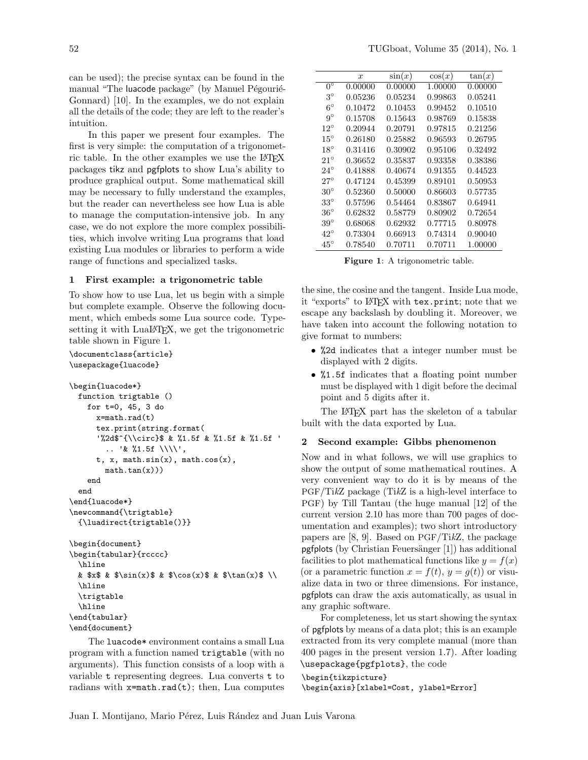can be used); the precise syntax can be found in the manual "The luacode package" (by Manuel Pégourié-Gonnard) [10]. In the examples, we do not explain all the details of the code; they are left to the reader's intuition.

In this paper we present four examples. The first is very simple: the computation of a trigonometric table. In the other examples we use the LaTeX packages tikz and pgfplots to show Lua's ability to produce graphical output. Some mathematical skill may be necessary to fully understand the examples, but the reader can nevertheless see how Lua is able to manage the computation-intensive job. In any case, we do not explore the more complex possibilities, which involve writing Lua programs that load existing Lua modules or libraries to perform a wide range of functions and specialized tasks.

## 1 First example: a trigonometric table

To show how to use Lua, let us begin with a simple but complete example. Observe the following document, which embeds some Lua source code. Typesetting it with LuaLaTeX, we get the trigonometric table shown in Figure 1.

```
\documentclass{article}
\usepackage{luacode}

\begin{luacode*}
  function trigtable ()
    for t=0, 45, 3 do
      x=math.rad(t)
      tex.print(string.format(
      '%2d$^{\\circ}$ & %1.5f & %1.5f & %1.5f '
        .. '& %1.5f \\\\',
      t, x, math.sin(x), math.cos(x),
        math.tan(x)))
    end
  end
\end{luacode*}
\newcommand{\trigtable}
  {\luadirect{trigtable()}}

\begin{document}
\begin{tabular}{rcccc}
  \hline
  & $x$ & $\sin(x)$ & $\cos(x)$ & $\tan(x)$ \\
  \hline
  \trigtable
  \hline
\end{tabular}
\end{document}
```

The `luacode*` environment contains a small Lua program with a function named `trigtable` (with no arguments). This function consists of a loop with a variable `t` representing degrees. Lua converts `t` to radians with `x=math.rad(t)`; then, Lua computes the sine, the cosine and the tangent. Inside Lua mode, it "exports" to LaTeX with `tex.print`; note that we escape any backslash by doubling it. Moreover, we have taken into account the following notation to give format to numbers:

- `%2d` indicates that a integer number must be displayed with 2 digits.
- `%1.5f` indicates that a floating point number must be displayed with 1 digit before the decimal point and 5 digits after it.

The LaTeX part has the skeleton of a tabular built with the data exported by Lua.

| | $x$ | $\sin(x)$ | $\cos(x)$ | $\tan(x)$ |
|---|---|---|---|---|
| $0^\circ$ | 0.00000 | 0.00000 | 1.00000 | 0.00000 |
| $3^\circ$ | 0.05236 | 0.05234 | 0.99863 | 0.05241 |
| $6^\circ$ | 0.10472 | 0.10453 | 0.99452 | 0.10510 |
| $9^\circ$ | 0.15708 | 0.15643 | 0.98769 | 0.15838 |
| $12^\circ$ | 0.20944 | 0.20791 | 0.97815 | 0.21256 |
| $15^\circ$ | 0.26180 | 0.25882 | 0.96593 | 0.26795 |
| $18^\circ$ | 0.31416 | 0.30902 | 0.95106 | 0.32492 |
| $21^\circ$ | 0.36652 | 0.35837 | 0.93358 | 0.38386 |
| $24^\circ$ | 0.41888 | 0.40674 | 0.91355 | 0.44523 |
| $27^\circ$ | 0.47124 | 0.45399 | 0.89101 | 0.50953 |
| $30^\circ$ | 0.52360 | 0.50000 | 0.86603 | 0.57735 |
| $33^\circ$ | 0.57596 | 0.54464 | 0.83867 | 0.64941 |
| $36^\circ$ | 0.62832 | 0.58779 | 0.80902 | 0.72654 |
| $39^\circ$ | 0.68068 | 0.62932 | 0.77715 | 0.80978 |
| $42^\circ$ | 0.73304 | 0.66913 | 0.74314 | 0.90040 |
| $45^\circ$ | 0.78540 | 0.70711 | 0.70711 | 1.00000 |

**Figure 1**: A trigonometric table.

## 2 Second example: Gibbs phenomenon

Now and in what follows, we will use graphics to show the output of some mathematical routines. A very convenient way to do it is by means of the PGF/TikZ package (TikZ is a high-level interface to PGF) by Till Tantau (the huge manual [12] of the current version 2.10 has more than 700 pages of documentation and examples); two short introductory papers are [8, 9]. Based on PGF/TikZ, the package pgfplots (by Christian Feuersänger [1]) has additional facilities to plot mathematical functions like $y = f(x)$ (or a parametric function $x = f(t)$, $y = g(t)$) or visualize data in two or three dimensions. For instance, pgfplots can draw the axis automatically, as usual in any graphic software.

For completeness, let us start showing the syntax of pgfplots by means of a data plot; this is an example extracted from its very complete manual (more than 400 pages in the present version 1.7). After loading `\usepackage{pgfplots}`, the code

```
\begin{tikzpicture}
\begin{axis}[xlabel=Cost, ylabel=Error]
```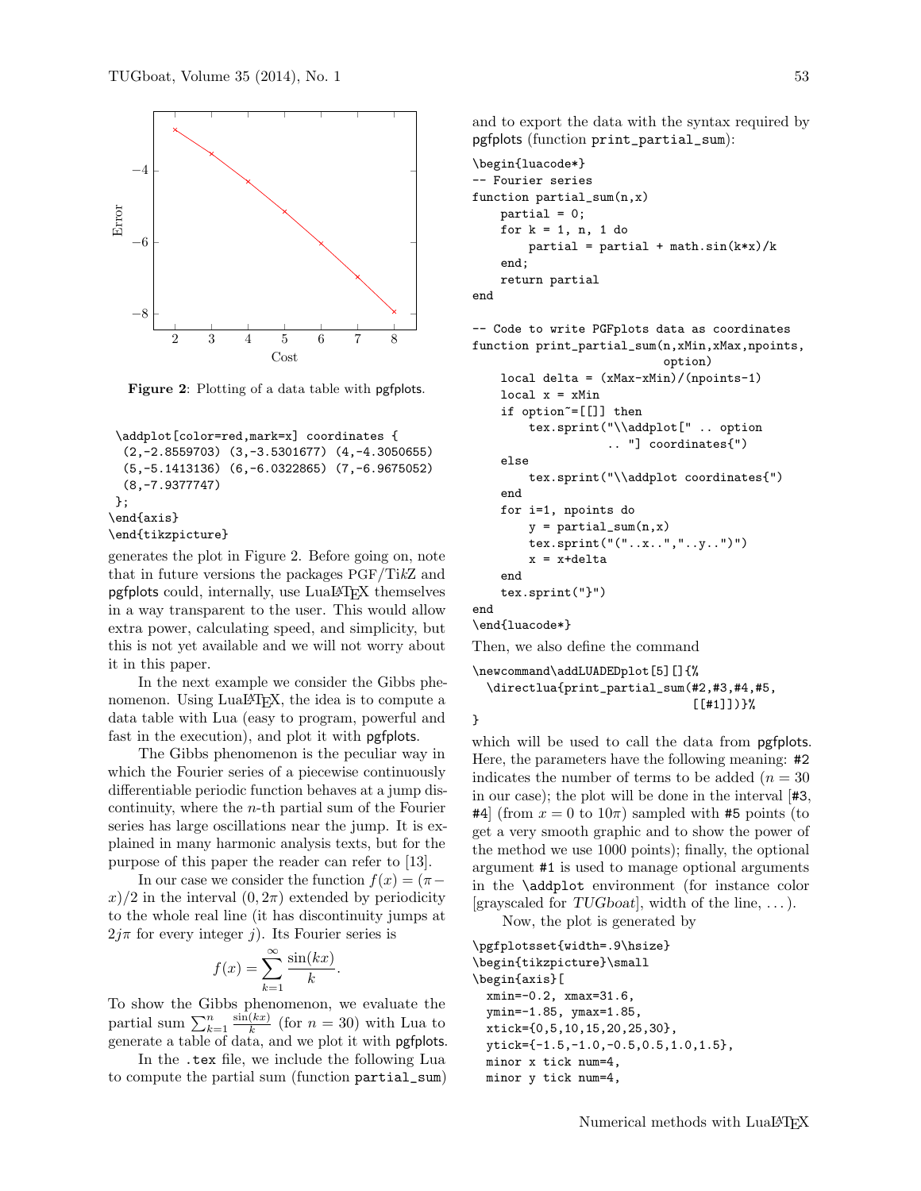**Figure 2**: Plotting of a data table with pgfplots.

```
 \addplot[color=red,mark=x] coordinates {
  (2,-2.8559703) (3,-3.5301677) (4,-4.3050655)
  (5,-5.1413136) (6,-6.0322865) (7,-6.9675052)
  (8,-7.9377747)
 };
\end{axis}
\end{tikzpicture}
```

generates the plot in Figure 2. Before going on, note that in future versions the packages PGF/Ti*k*Z and pgfplots could, internally, use LuaLaTeX themselves in a way transparent to the user. This would allow extra power, calculating speed, and simplicity, but this is not yet available and we will not worry about it in this paper.

In the next example we consider the Gibbs phenomenon. Using LuaLaTeX, the idea is to compute a data table with Lua (easy to program, powerful and fast in the execution), and plot it with pgfplots.

The Gibbs phenomenon is the peculiar way in which the Fourier series of a piecewise continuously differentiable periodic function behaves at a jump discontinuity, where the $n$-th partial sum of the Fourier series has large oscillations near the jump. It is explained in many harmonic analysis texts, but for the purpose of this paper the reader can refer to [13].

In our case we consider the function $f(x) = (\pi - x)/2$ in the interval $(0, 2\pi)$ extended by periodicity to the whole real line (it has discontinuity jumps at $2j\pi$ for every integer $j$). Its Fourier series is

$$f(x) = \sum_{k=1}^{\infty} \frac{\sin(kx)}{k}.$$

To show the Gibbs phenomenon, we evaluate the partial sum $\sum_{k=1}^{n} \frac{\sin(kx)}{k}$ (for $n = 30$) with Lua to generate a table of data, and we plot it with pgfplots.

In the `.tex` file, we include the following Lua to compute the partial sum (function `partial_sum`) and to export the data with the syntax required by pgfplots (function `print_partial_sum`):

```
\begin{luacode*}
-- Fourier series
function partial_sum(n,x)
    partial = 0;
    for k = 1, n, 1 do
        partial = partial + math.sin(k*x)/k
    end;
    return partial
end

-- Code to write PGFplots data as coordinates
function print_partial_sum(n,xMin,xMax,npoints,
                                option)
    local delta = (xMax-xMin)/(npoints-1)
    local x = xMin
    if option~=[[]] then
        tex.sprint("\\addplot[" .. option
                   .. "] coordinates{")
    else
        tex.sprint("\\addplot coordinates{")
    end
    for i=1, npoints do
        y = partial_sum(n,x)
        tex.sprint("("..x..","..y..")")
        x = x+delta
    end
    tex.sprint("}")
end
\end{luacode*}
```

Then, we also define the command

```
\newcommand\addLUADEDplot[5][]{%
  \directlua{print_partial_sum(#2,#3,#4,#5,
                              [[#1]])}%
}
```

which will be used to call the data from pgfplots. Here, the parameters have the following meaning: `#2` indicates the number of terms to be added ($n = 30$ in our case); the plot will be done in the interval [`#3`, `#4`] (from $x = 0$ to $10\pi$) sampled with `#5` points (to get a very smooth graphic and to show the power of the method we use 1000 points); finally, the optional argument `#1` is used to manage optional arguments in the `\addplot` environment (for instance color [grayscaled for *TUGboat*], width of the line, ...).

Now, the plot is generated by

```
\pgfplotsset{width=.9\hsize}
\begin{tikzpicture}\small
\begin{axis}[
  xmin=-0.2, xmax=31.6,
  ymin=-1.85, ymax=1.85,
  xtick={0,5,10,15,20,25,30},
  ytick={-1.5,-1.0,-0.5,0.5,1.0,1.5},
  minor x tick num=4,
  minor y tick num=4,
```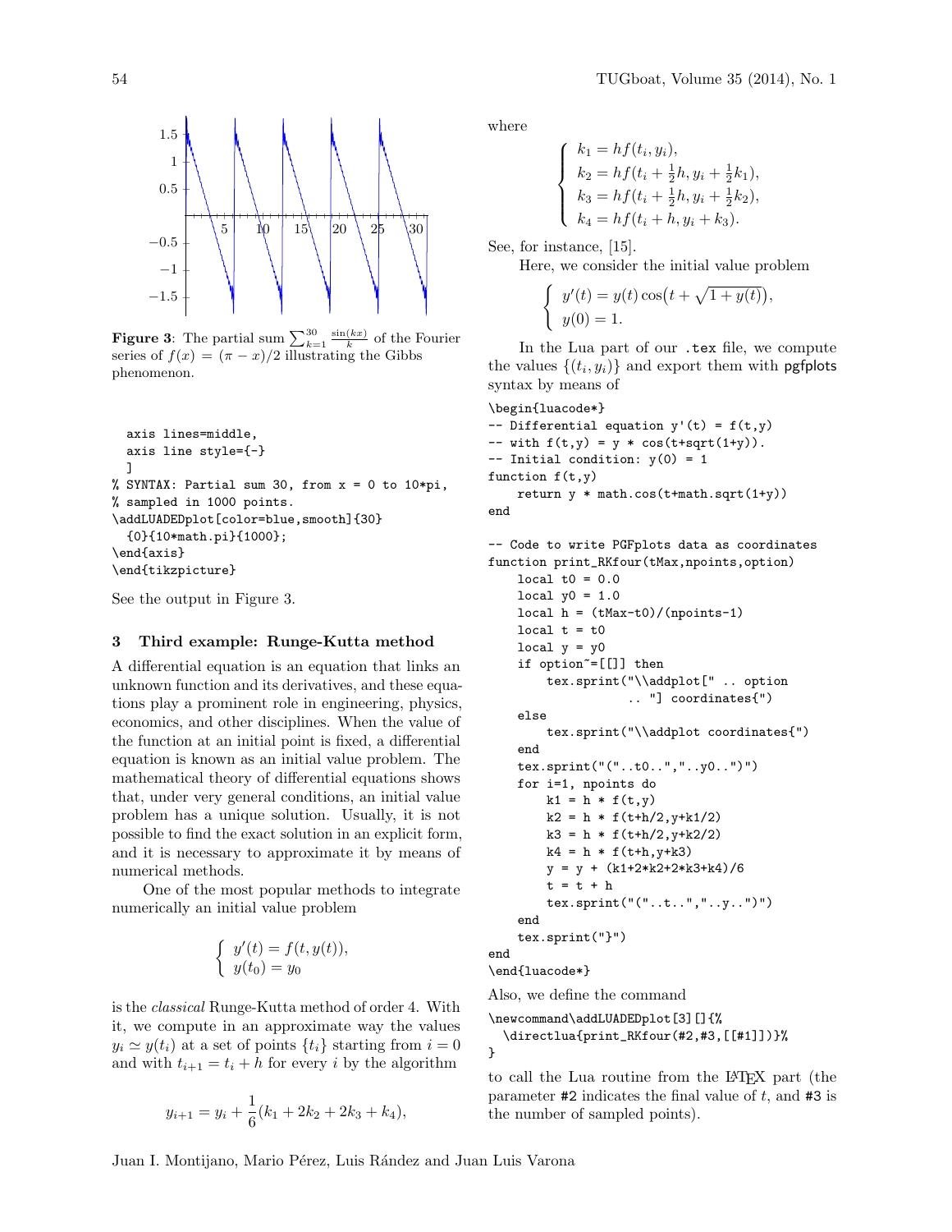**Figure 3**: The partial sum $\sum_{k=1}^{30} \frac{\sin(kx)}{k}$ of the Fourier series of $f(x) = (\pi - x)/2$ illustrating the Gibbs phenomenon.

```
  axis lines=middle,
  axis line style={-}
  ]
% SYNTAX: Partial sum 30, from x = 0 to 10*pi,
% sampled in 1000 points.
\addLUADEDplot[color=blue,smooth]{30}
  {0}{10*math.pi}{1000};
\end{axis}
\end{tikzpicture}
```

See the output in Figure 3.

### 3 Third example: Runge-Kutta method

A differential equation is an equation that links an unknown function and its derivatives, and these equations play a prominent role in engineering, physics, economics, and other disciplines. When the value of the function at an initial point is fixed, a differential equation is known as an initial value problem. The mathematical theory of differential equations shows that, under very general conditions, an initial value problem has a unique solution. Usually, it is not possible to find the exact solution in an explicit form, and it is necessary to approximate it by means of numerical methods.

One of the most popular methods to integrate numerically an initial value problem

$$\begin{cases} y'(t) = f(t, y(t)), \\ y(t_0) = y_0 \end{cases}$$

is the *classical* Runge-Kutta method of order 4. With it, we compute in an approximate way the values $y_i \simeq y(t_i)$ at a set of points $\{t_i\}$ starting from $i = 0$ and with $t_{i+1} = t_i + h$ for every $i$ by the algorithm

$$y_{i+1} = y_i + \frac{1}{6}(k_1 + 2k_2 + 2k_3 + k_4),$$

where

$$\begin{cases} k_1 = hf(t_i, y_i), \\ k_2 = hf(t_i + \frac{1}{2}h, y_i + \frac{1}{2}k_1), \\ k_3 = hf(t_i + \frac{1}{2}h, y_i + \frac{1}{2}k_2), \\ k_4 = hf(t_i + h, y_i + k_3). \end{cases}$$

See, for instance, [15].

Here, we consider the initial value problem

$$\begin{cases} y'(t) = y(t) \cos\bigl(t + \sqrt{1 + y(t)}\bigr), \\ y(0) = 1. \end{cases}$$

In the Lua part of our `.tex` file, we compute the values $\{(t_i, y_i)\}$ and export them with pgfplots syntax by means of

```
\begin{luacode*}
-- Differential equation y'(t) = f(t,y)
-- with f(t,y) = y * cos(t+sqrt(1+y)).
-- Initial condition: y(0) = 1
function f(t,y)
    return y * math.cos(t+math.sqrt(1+y))
end

-- Code to write PGFplots data as coordinates
function print_RKfour(tMax,npoints,option)
    local t0 = 0.0
    local y0 = 1.0
    local h = (tMax-t0)/(npoints-1)
    local t = t0
    local y = y0
    if option~=[[]] then
        tex.sprint("\\addplot[" .. option
                   .. "] coordinates{")
    else
        tex.sprint("\\addplot coordinates{")
    end
    tex.sprint("("..t0..","..y0..")")
    for i=1, npoints do
        k1 = h * f(t,y)
        k2 = h * f(t+h/2,y+k1/2)
        k3 = h * f(t+h/2,y+k2/2)
        k4 = h * f(t+h,y+k3)
        y = y + (k1+2*k2+2*k3+k4)/6
        t = t + h
        tex.sprint("("..t..","..y..")")
    end
    tex.sprint("}")
end
\end{luacode*}
```

Also, we define the command

```
\newcommand\addLUADEDplot[3][]{%
  \directlua{print_RKfour(#2,#3,[[#1]])}%
}
```

to call the Lua routine from the LaTeX part (the parameter `#2` indicates the final value of $t$, and `#3` is the number of sampled points).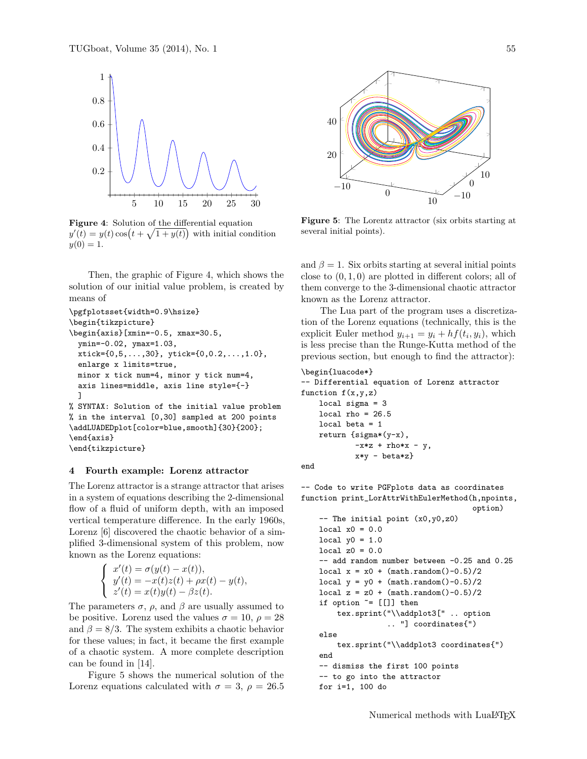**Figure 4**: Solution of the differential equation $y'(t) = y(t)\cos\bigl(t + \sqrt{1+y(t)}\bigr)$ with initial condition $y(0) = 1$.

Then, the graphic of Figure 4, which shows the solution of our initial value problem, is created by means of

```
\pgfplotsset{width=0.9\hsize}
\begin{tikzpicture}
\begin{axis}[xmin=-0.5, xmax=30.5,
  ymin=-0.02, ymax=1.03,
  xtick={0,5,...,30}, ytick={0,0.2,...,1.0},
  enlarge x limits=true,
  minor x tick num=4, minor y tick num=4,
  axis lines=middle, axis line style={-}
  ]
% SYNTAX: Solution of the initial value problem
% in the interval [0,30] sampled at 200 points
\addLUADEDplot[color=blue,smooth]{30}{200};
\end{axis}
\end{tikzpicture}
```

## 4 Fourth example: Lorenz attractor

The Lorenz attractor is a strange attractor that arises in a system of equations describing the 2-dimensional flow of a fluid of uniform depth, with an imposed vertical temperature difference. In the early 1960s, Lorenz [6] discovered the chaotic behavior of a simplified 3-dimensional system of this problem, now known as the Lorenz equations:

$$\begin{cases} x'(t) = \sigma(y(t) - x(t)), \\ y'(t) = -x(t)z(t) + \rho x(t) - y(t), \\ z'(t) = x(t)y(t) - \beta z(t). \end{cases}$$

The parameters $\sigma$, $\rho$, and $\beta$ are usually assumed to be positive. Lorenz used the values $\sigma = 10$, $\rho = 28$ and $\beta = 8/3$. The system exhibits a chaotic behavior for these values; in fact, it became the first example of a chaotic system. A more complete description can be found in [14].

Figure 5 shows the numerical solution of the Lorenz equations calculated with $\sigma = 3$, $\rho = 26.5$ and $\beta = 1$. Six orbits starting at several initial points close to $(0, 1, 0)$ are plotted in different colors; all of them converge to the 3-dimensional chaotic attractor known as the Lorenz attractor.

**Figure 5**: The Lorentz attractor (six orbits starting at several initial points).

The Lua part of the program uses a discretization of the Lorenz equations (technically, this is the explicit Euler method $y_{i+1} = y_i + hf(t_i, y_i)$, which is less precise than the Runge-Kutta method of the previous section, but enough to find the attractor):

```
\begin{luacode*}
-- Differential equation of Lorenz attractor
function f(x,y,z)
    local sigma = 3
    local rho = 26.5
    local beta = 1
    return {sigma*(y-x),
            -x*z + rho*x - y,
            x*y - beta*z}
end

-- Code to write PGFplots data as coordinates
function print_LorAttrWithEulerMethod(h,npoints,
                                      option)
    -- The initial point (x0,y0,z0)
    local x0 = 0.0
    local y0 = 1.0
    local z0 = 0.0
    -- add random number between -0.25 and 0.25
    local x = x0 + (math.random()-0.5)/2
    local y = y0 + (math.random()-0.5)/2
    local z = z0 + (math.random()-0.5)/2
    if option ~= [[]] then
        tex.sprint("\\addplot3[" .. option
                   .. "] coordinates{")
    else
        tex.sprint("\\addplot3 coordinates{")
    end
    -- dismiss the first 100 points
    -- to go into the attractor
    for i=1, 100 do
```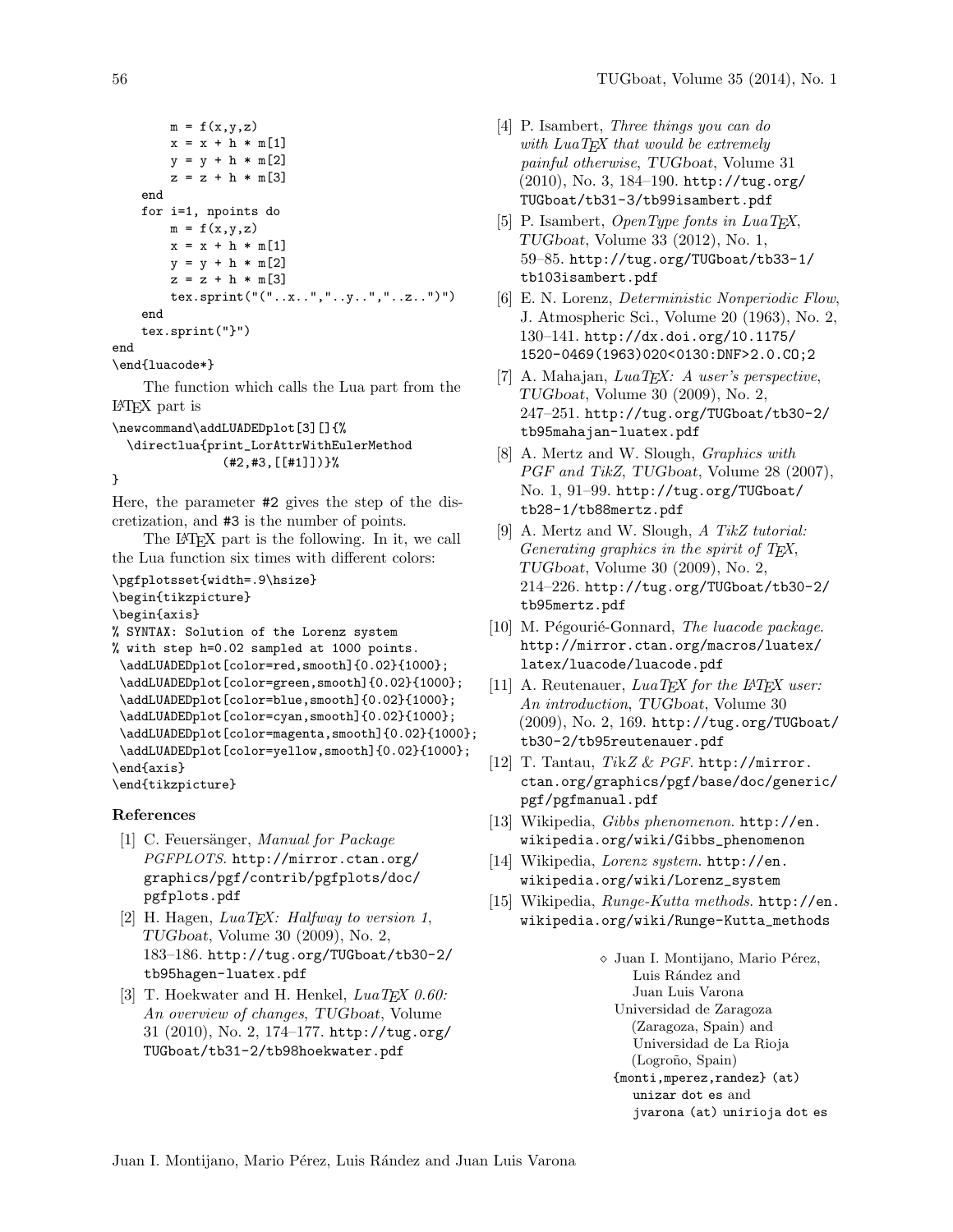```
        m = f(x,y,z)
        x = x + h * m[1]
        y = y + h * m[2]
        z = z + h * m[3]
    end
    for i=1, npoints do
        m = f(x,y,z)
        x = x + h * m[1]
        y = y + h * m[2]
        z = z + h * m[3]
        tex.sprint("("..x..","..y..","..z..")")
    end
    tex.sprint("}")
end
\end{luacode*}
```

The function which calls the Lua part from the LaTeX part is

```
\newcommand\addLUADEDplot[3][]{%
  \directlua{print_LorAttrWithEulerMethod
             (#2,#3,[[#1]])}%
}
```

Here, the parameter #2 gives the step of the discretization, and #3 is the number of points.

The LaTeX part is the following. In it, we call the Lua function six times with different colors:

```
\pgfplotsset{width=.9\hsize}
\begin{tikzpicture}
\begin{axis}
% SYNTAX: Solution of the Lorenz system
% with step h=0.02 sampled at 1000 points.
 \addLUADEDplot[color=red,smooth]{0.02}{1000};
 \addLUADEDplot[color=green,smooth]{0.02}{1000};
 \addLUADEDplot[color=blue,smooth]{0.02}{1000};
 \addLUADEDplot[color=cyan,smooth]{0.02}{1000};
 \addLUADEDplot[color=magenta,smooth]{0.02}{1000};
 \addLUADEDplot[color=yellow,smooth]{0.02}{1000};
\end{axis}
\end{tikzpicture}
```

### References

[1] C. Feuersänger, *Manual for Package PGFPLOTS*. http://mirror.ctan.org/graphics/pgf/contrib/pgfplots/doc/pgfplots.pdf

[2] H. Hagen, *LuaTEX: Halfway to version 1*, *TUGboat*, Volume 30 (2009), No. 2, 183–186. http://tug.org/TUGboat/tb30-2/tb95hagen-luatex.pdf

[3] T. Hoekwater and H. Henkel, *LuaTEX 0.60: An overview of changes*, *TUGboat*, Volume 31 (2010), No. 2, 174–177. http://tug.org/TUGboat/tb31-2/tb98hoekwater.pdf

[4] P. Isambert, *Three things you can do with LuaTEX that would be extremely painful otherwise*, *TUGboat*, Volume 31 (2010), No. 3, 184–190. http://tug.org/TUGboat/tb31-3/tb99isambert.pdf

[5] P. Isambert, *OpenType fonts in LuaTEX*, *TUGboat*, Volume 33 (2012), No. 1, 59–85. http://tug.org/TUGboat/tb33-1/tb103isambert.pdf

[6] E. N. Lorenz, *Deterministic Nonperiodic Flow*, J. Atmospheric Sci., Volume 20 (1963), No. 2, 130–141. http://dx.doi.org/10.1175/1520-0469(1963)020<0130:DNF>2.0.CO;2

[7] A. Mahajan, *LuaTEX: A user's perspective*, *TUGboat*, Volume 30 (2009), No. 2, 247–251. http://tug.org/TUGboat/tb30-2/tb95mahajan-luatex.pdf

[8] A. Mertz and W. Slough, *Graphics with PGF and TikZ*, *TUGboat*, Volume 28 (2007), No. 1, 91–99. http://tug.org/TUGboat/tb28-1/tb88mertz.pdf

[9] A. Mertz and W. Slough, *A TikZ tutorial: Generating graphics in the spirit of TEX*, *TUGboat*, Volume 30 (2009), No. 2, 214–226. http://tug.org/TUGboat/tb30-2/tb95mertz.pdf

[10] M. Pégourié-Gonnard, *The luacode package*. http://mirror.ctan.org/macros/luatex/latex/luacode/luacode.pdf

[11] A. Reutenauer, *LuaTEX for the LaTEX user: An introduction*, *TUGboat*, Volume 30 (2009), No. 2, 169. http://tug.org/TUGboat/tb30-2/tb95reutenauer.pdf

[12] T. Tantau, *TikZ & PGF*. http://mirror.ctan.org/graphics/pgf/base/doc/generic/pgf/pgfmanual.pdf

[13] Wikipedia, *Gibbs phenomenon*. http://en.wikipedia.org/wiki/Gibbs_phenomenon

[14] Wikipedia, *Lorenz system*. http://en.wikipedia.org/wiki/Lorenz_system

[15] Wikipedia, *Runge-Kutta methods*. http://en.wikipedia.org/wiki/Runge-Kutta_methods

⋄ Juan I. Montijano, Mario Pérez, Luis Rández and Juan Luis Varona
Universidad de Zaragoza (Zaragoza, Spain) and Universidad de La Rioja (Logroño, Spain)
{monti,mperez,randez} (at) unizar dot es and jvarona (at) unirioja dot es